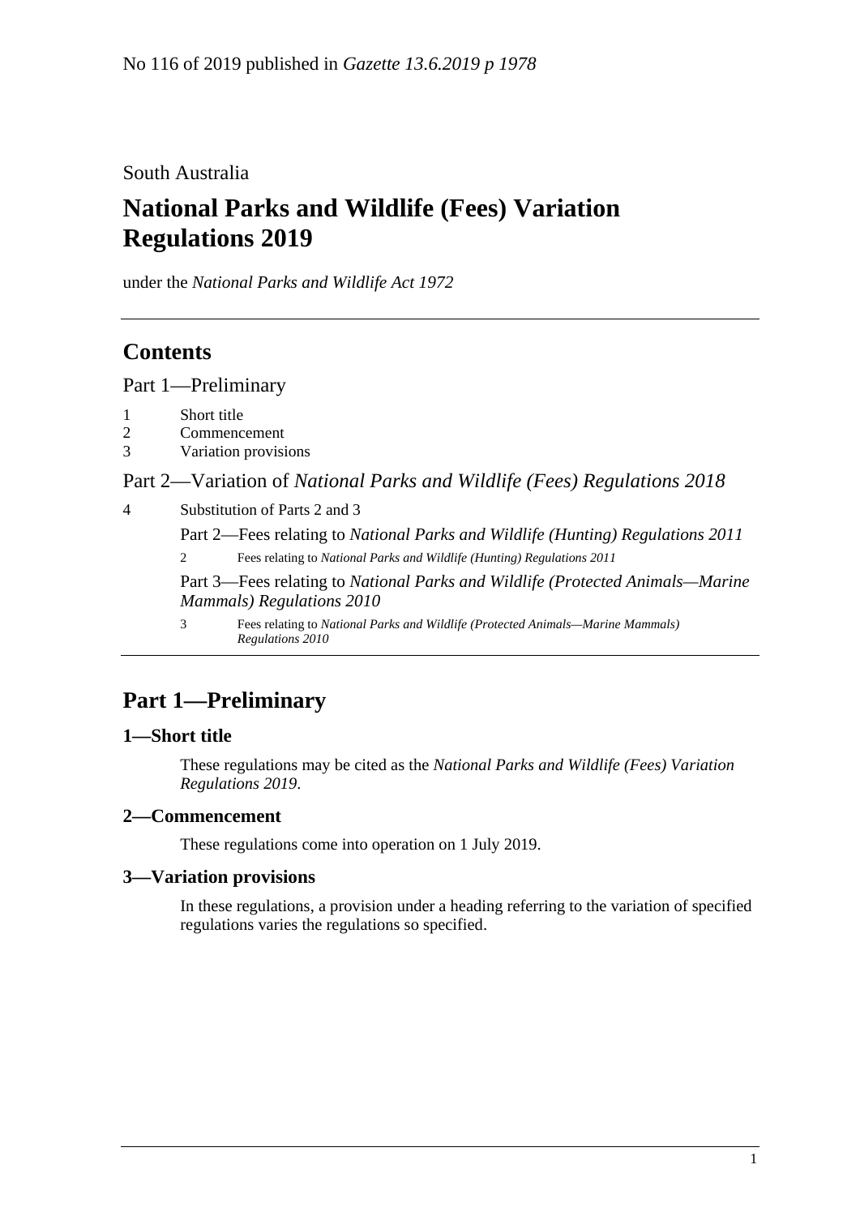No 116 of 2019 published in *Gazette 13.6.2019 p 1978*

South Australia

# National Parks and Wildlife (Fees) Variation Regulations 2019

under the *National Parks and Wildlife Act 1972*

## Contents

Part 1—Preliminary

1 Short title
2 Commencement
3 Variation provisions

Part 2—Variation of *National Parks and Wildlife (Fees) Regulations 2018*

4 Substitution of Parts 2 and 3

Part 2—Fees relating to *National Parks and Wildlife (Hunting) Regulations 2011*

2 Fees relating to *National Parks and Wildlife (Hunting) Regulations 2011*

Part 3—Fees relating to *National Parks and Wildlife (Protected Animals—Marine Mammals) Regulations 2010*

3 Fees relating to *National Parks and Wildlife (Protected Animals—Marine Mammals) Regulations 2010*

## Part 1—Preliminary

### 1—Short title

These regulations may be cited as the *National Parks and Wildlife (Fees) Variation Regulations 2019*.

### 2—Commencement

These regulations come into operation on 1 July 2019.

### 3—Variation provisions

In these regulations, a provision under a heading referring to the variation of specified regulations varies the regulations so specified.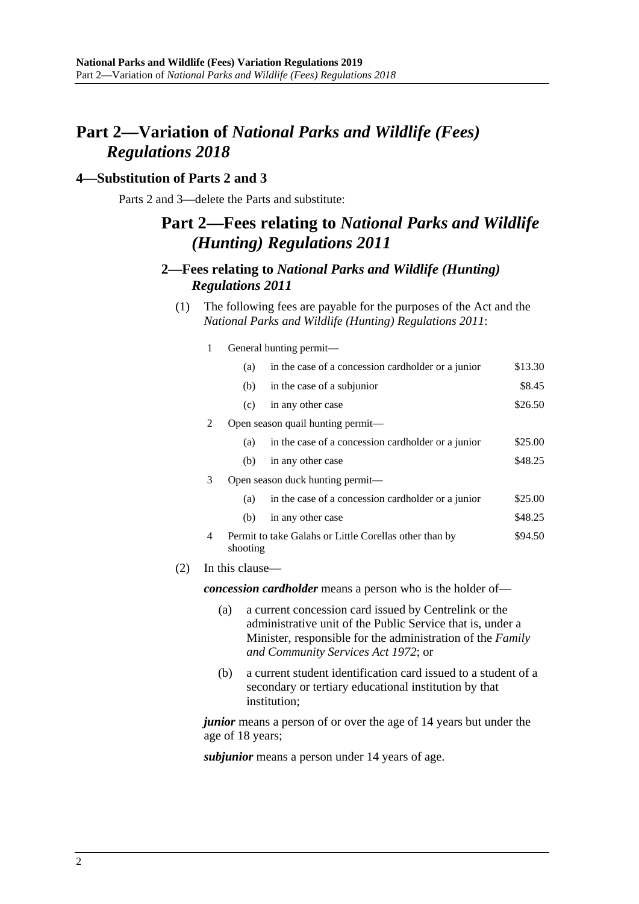# Part 2—Variation of *National Parks and Wildlife (Fees) Regulations 2018*

## 4—Substitution of Parts 2 and 3

Parts 2 and 3—delete the Parts and substitute:

# Part 2—Fees relating to *National Parks and Wildlife (Hunting) Regulations 2011*

## 2—Fees relating to *National Parks and Wildlife (Hunting) Regulations 2011*

(1) The following fees are payable for the purposes of the Act and the *National Parks and Wildlife (Hunting) Regulations 2011*:

| | | | |
|---|---|---|---|
| 1 | General hunting permit— | | |
| | (a) | in the case of a concession cardholder or a junior | $13.30 |
| | (b) | in the case of a subjunior | $8.45 |
| | (c) | in any other case | $26.50 |
| 2 | Open season quail hunting permit— | | |
| | (a) | in the case of a concession cardholder or a junior | $25.00 |
| | (b) | in any other case | $48.25 |
| 3 | Open season duck hunting permit— | | |
| | (a) | in the case of a concession cardholder or a junior | $25.00 |
| | (b) | in any other case | $48.25 |
| 4 | Permit to take Galahs or Little Corellas other than by shooting | | $94.50 |

(2) In this clause—

***concession cardholder*** means a person who is the holder of—

(a) a current concession card issued by Centrelink or the administrative unit of the Public Service that is, under a Minister, responsible for the administration of the *Family and Community Services Act 1972*; or

(b) a current student identification card issued to a student of a secondary or tertiary educational institution by that institution;

***junior*** means a person of or over the age of 14 years but under the age of 18 years;

***subjunior*** means a person under 14 years of age.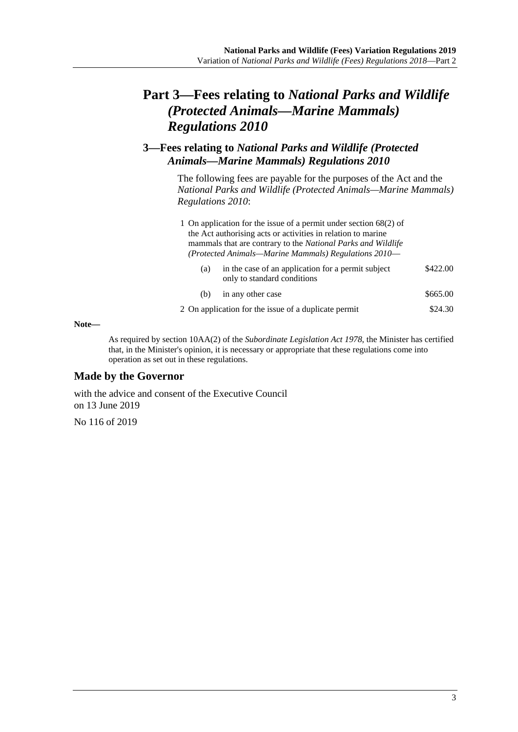# Part 3—Fees relating to *National Parks and Wildlife (Protected Animals—Marine Mammals) Regulations 2010*

## 3—Fees relating to *National Parks and Wildlife (Protected Animals—Marine Mammals) Regulations 2010*

The following fees are payable for the purposes of the Act and the *National Parks and Wildlife (Protected Animals—Marine Mammals) Regulations 2010*:

| | | |
|---|---|---|
| 1 | On application for the issue of a permit under section 68(2) of the Act authorising acts or activities in relation to marine mammals that are contrary to the *National Parks and Wildlife (Protected Animals—Marine Mammals) Regulations 2010*— | |
| | (a) in the case of an application for a permit subject only to standard conditions | \$422.00 |
| | (b) in any other case | \$665.00 |
| 2 | On application for the issue of a duplicate permit | \$24.30 |

**Note—**

As required by section 10AA(2) of the *Subordinate Legislation Act 1978*, the Minister has certified that, in the Minister's opinion, it is necessary or appropriate that these regulations come into operation as set out in these regulations.

## Made by the Governor

with the advice and consent of the Executive Council on 13 June 2019

No 116 of 2019